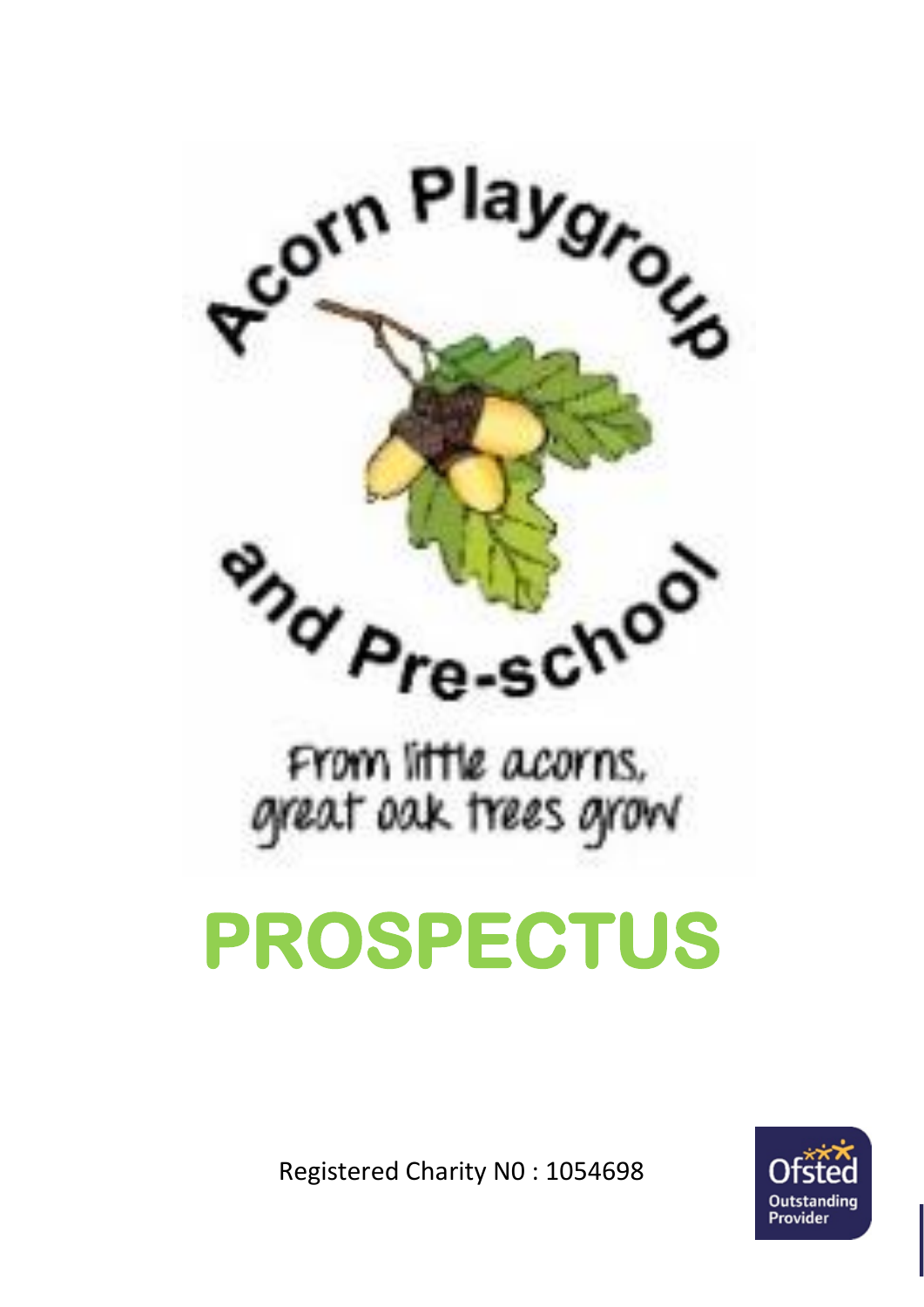Acorn Playgroup and Pre-school

From little acorns, great oak trees grow

# PROSPECTUS

Registered Charity N0 : 1054698

Ofsted Outstanding Provider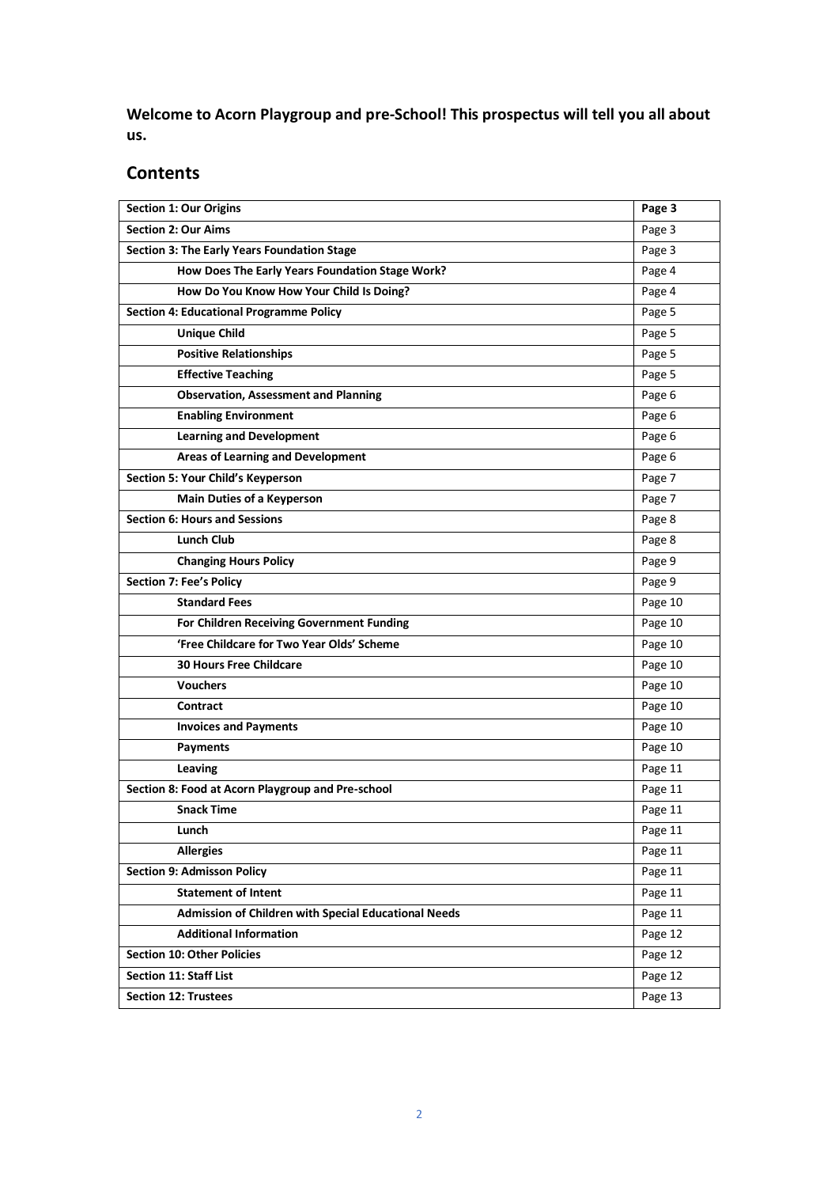**Welcome to Acorn Playgroup and pre-School! This prospectus will tell you all about us.**

## Contents

| **Section 1: Our Origins** | **Page 3** |
|---|---|
| **Section 2: Our Aims** | Page 3 |
| **Section 3: The Early Years Foundation Stage** | Page 3 |
| **How Does The Early Years Foundation Stage Work?** | Page 4 |
| **How Do You Know How Your Child Is Doing?** | Page 4 |
| **Section 4: Educational Programme Policy** | Page 5 |
| **Unique Child** | Page 5 |
| **Positive Relationships** | Page 5 |
| **Effective Teaching** | Page 5 |
| **Observation, Assessment and Planning** | Page 6 |
| **Enabling Environment** | Page 6 |
| **Learning and Development** | Page 6 |
| **Areas of Learning and Development** | Page 6 |
| **Section 5: Your Child's Keyperson** | Page 7 |
| **Main Duties of a Keyperson** | Page 7 |
| **Section 6: Hours and Sessions** | Page 8 |
| **Lunch Club** | Page 8 |
| **Changing Hours Policy** | Page 9 |
| **Section 7: Fee's Policy** | Page 9 |
| **Standard Fees** | Page 10 |
| **For Children Receiving Government Funding** | Page 10 |
| **'Free Childcare for Two Year Olds' Scheme** | Page 10 |
| **30 Hours Free Childcare** | Page 10 |
| **Vouchers** | Page 10 |
| **Contract** | Page 10 |
| **Invoices and Payments** | Page 10 |
| **Payments** | Page 10 |
| **Leaving** | Page 11 |
| **Section 8: Food at Acorn Playgroup and Pre-school** | Page 11 |
| **Snack Time** | Page 11 |
| **Lunch** | Page 11 |
| **Allergies** | Page 11 |
| **Section 9: Admisson Policy** | Page 11 |
| **Statement of Intent** | Page 11 |
| **Admission of Children with Special Educational Needs** | Page 11 |
| **Additional Information** | Page 12 |
| **Section 10: Other Policies** | Page 12 |
| **Section 11: Staff List** | Page 12 |
| **Section 12: Trustees** | Page 13 |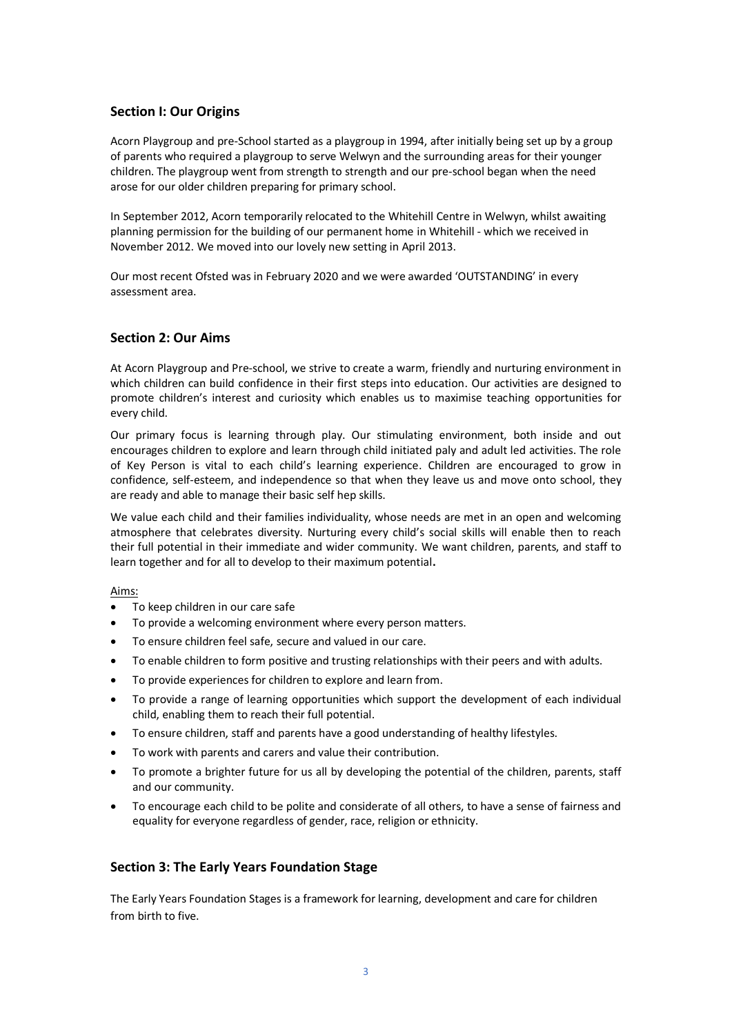## Section I: Our Origins

Acorn Playgroup and pre-School started as a playgroup in 1994, after initially being set up by a group of parents who required a playgroup to serve Welwyn and the surrounding areas for their younger children. The playgroup went from strength to strength and our pre-school began when the need arose for our older children preparing for primary school.

In September 2012, Acorn temporarily relocated to the Whitehill Centre in Welwyn, whilst awaiting planning permission for the building of our permanent home in Whitehill - which we received in November 2012. We moved into our lovely new setting in April 2013.

Our most recent Ofsted was in February 2020 and we were awarded 'OUTSTANDING' in every assessment area.

## Section 2: Our Aims

At Acorn Playgroup and Pre-school, we strive to create a warm, friendly and nurturing environment in which children can build confidence in their first steps into education. Our activities are designed to promote children's interest and curiosity which enables us to maximise teaching opportunities for every child.

Our primary focus is learning through play. Our stimulating environment, both inside and out encourages children to explore and learn through child initiated paly and adult led activities. The role of Key Person is vital to each child's learning experience. Children are encouraged to grow in confidence, self-esteem, and independence so that when they leave us and move onto school, they are ready and able to manage their basic self hep skills.

We value each child and their families individuality, whose needs are met in an open and welcoming atmosphere that celebrates diversity. Nurturing every child's social skills will enable then to reach their full potential in their immediate and wider community. We want children, parents, and staff to learn together and for all to develop to their maximum potential**.**

Aims:

- To keep children in our care safe
- To provide a welcoming environment where every person matters.
- To ensure children feel safe, secure and valued in our care.
- To enable children to form positive and trusting relationships with their peers and with adults.
- To provide experiences for children to explore and learn from.
- To provide a range of learning opportunities which support the development of each individual child, enabling them to reach their full potential.
- To ensure children, staff and parents have a good understanding of healthy lifestyles.
- To work with parents and carers and value their contribution.
- To promote a brighter future for us all by developing the potential of the children, parents, staff and our community.
- To encourage each child to be polite and considerate of all others, to have a sense of fairness and equality for everyone regardless of gender, race, religion or ethnicity.

## Section 3: The Early Years Foundation Stage

The Early Years Foundation Stages is a framework for learning, development and care for children from birth to five.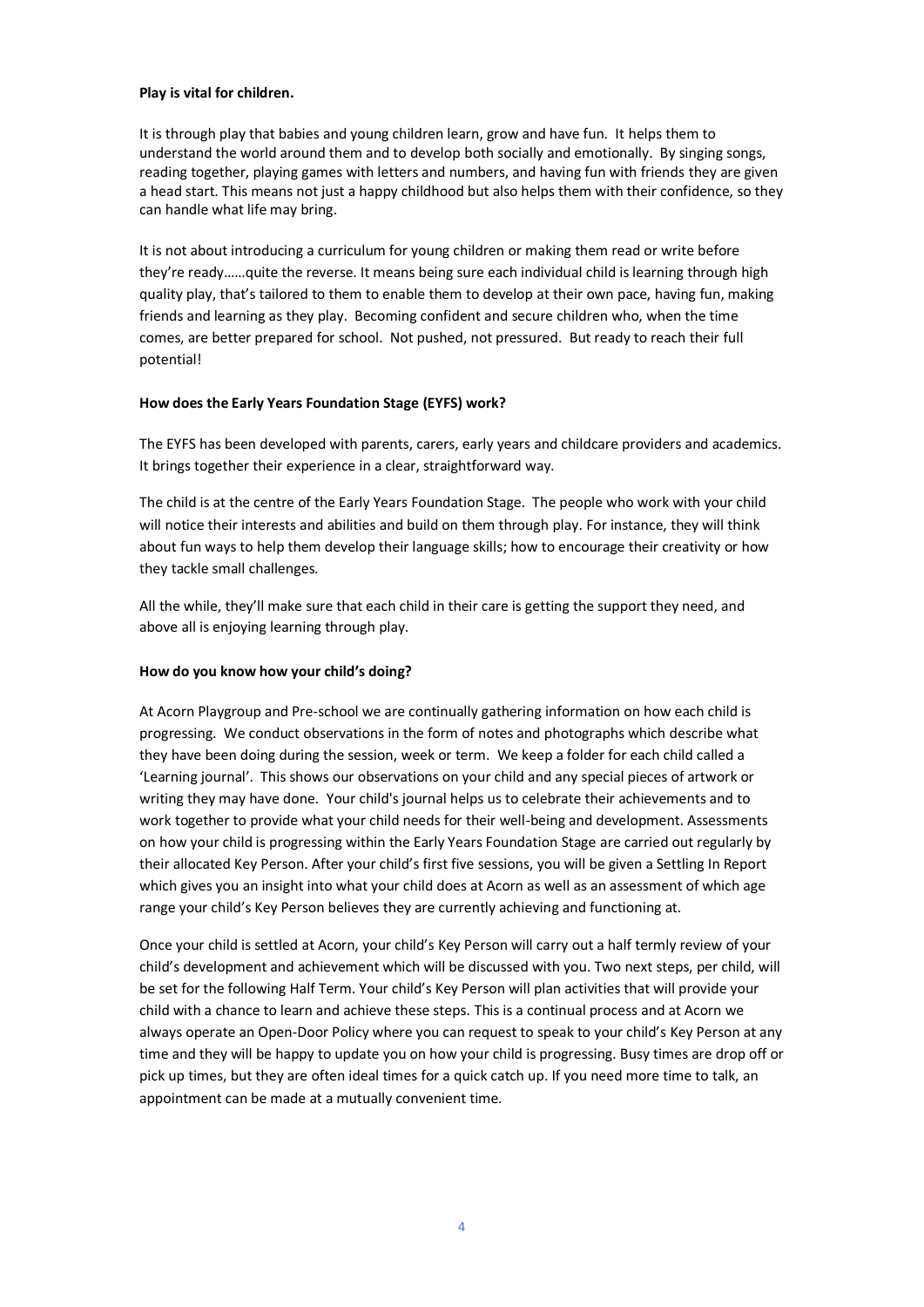**Play is vital for children.**

It is through play that babies and young children learn, grow and have fun. It helps them to understand the world around them and to develop both socially and emotionally. By singing songs, reading together, playing games with letters and numbers, and having fun with friends they are given a head start. This means not just a happy childhood but also helps them with their confidence, so they can handle what life may bring.

It is not about introducing a curriculum for young children or making them read or write before they're ready……quite the reverse. It means being sure each individual child is learning through high quality play, that's tailored to them to enable them to develop at their own pace, having fun, making friends and learning as they play. Becoming confident and secure children who, when the time comes, are better prepared for school. Not pushed, not pressured. But ready to reach their full potential!

**How does the Early Years Foundation Stage (EYFS) work?**

The EYFS has been developed with parents, carers, early years and childcare providers and academics. It brings together their experience in a clear, straightforward way.

The child is at the centre of the Early Years Foundation Stage. The people who work with your child will notice their interests and abilities and build on them through play. For instance, they will think about fun ways to help them develop their language skills; how to encourage their creativity or how they tackle small challenges.

All the while, they'll make sure that each child in their care is getting the support they need, and above all is enjoying learning through play.

**How do you know how your child's doing?**

At Acorn Playgroup and Pre-school we are continually gathering information on how each child is progressing. We conduct observations in the form of notes and photographs which describe what they have been doing during the session, week or term. We keep a folder for each child called a 'Learning journal'. This shows our observations on your child and any special pieces of artwork or writing they may have done. Your child's journal helps us to celebrate their achievements and to work together to provide what your child needs for their well-being and development. Assessments on how your child is progressing within the Early Years Foundation Stage are carried out regularly by their allocated Key Person. After your child's first five sessions, you will be given a Settling In Report which gives you an insight into what your child does at Acorn as well as an assessment of which age range your child's Key Person believes they are currently achieving and functioning at.

Once your child is settled at Acorn, your child's Key Person will carry out a half termly review of your child's development and achievement which will be discussed with you. Two next steps, per child, will be set for the following Half Term. Your child's Key Person will plan activities that will provide your child with a chance to learn and achieve these steps. This is a continual process and at Acorn we always operate an Open-Door Policy where you can request to speak to your child's Key Person at any time and they will be happy to update you on how your child is progressing. Busy times are drop off or pick up times, but they are often ideal times for a quick catch up. If you need more time to talk, an appointment can be made at a mutually convenient time.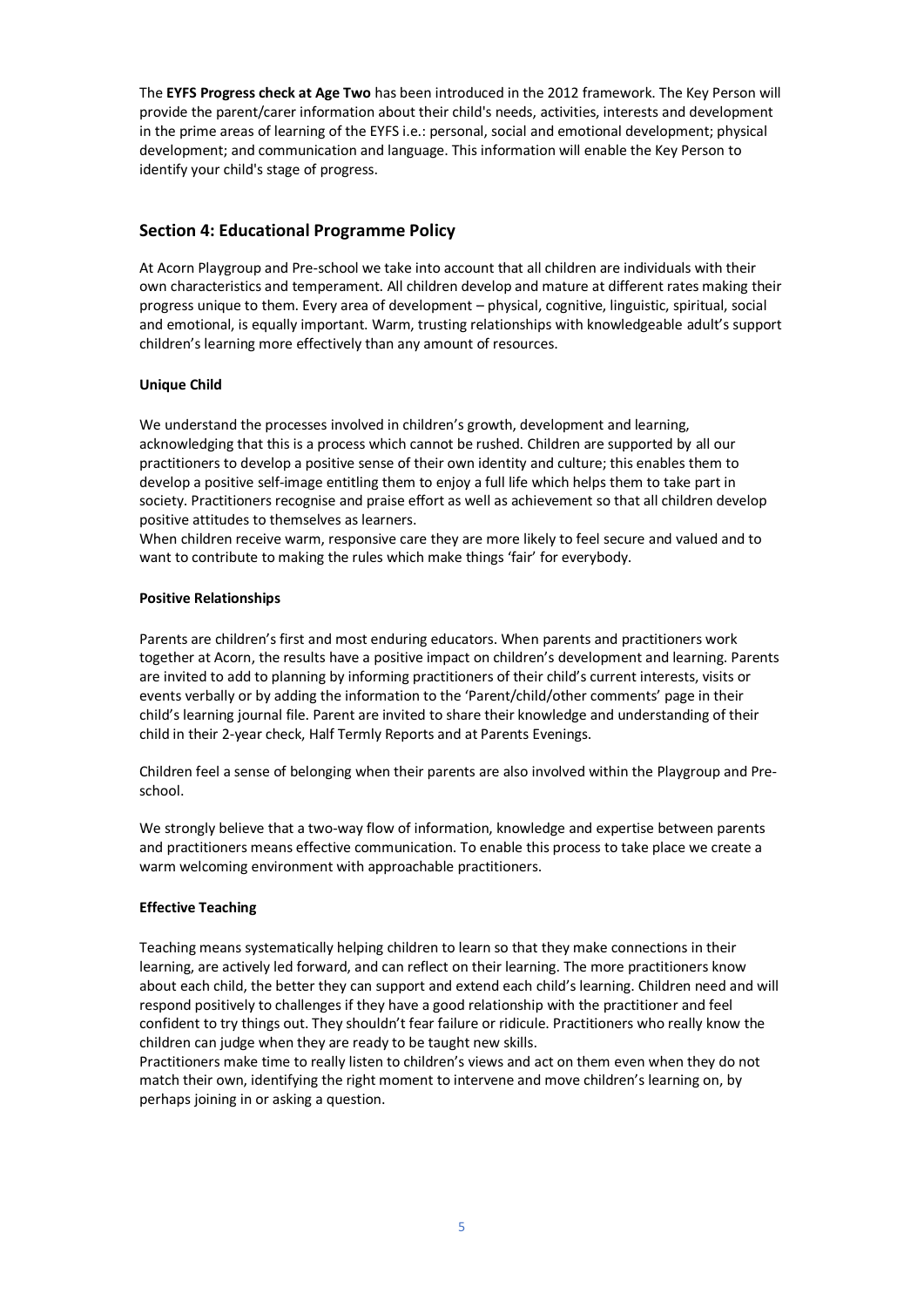The **EYFS Progress check at Age Two** has been introduced in the 2012 framework. The Key Person will provide the parent/carer information about their child's needs, activities, interests and development in the prime areas of learning of the EYFS i.e.: personal, social and emotional development; physical development; and communication and language. This information will enable the Key Person to identify your child's stage of progress.

## Section 4: Educational Programme Policy

At Acorn Playgroup and Pre-school we take into account that all children are individuals with their own characteristics and temperament. All children develop and mature at different rates making their progress unique to them. Every area of development – physical, cognitive, linguistic, spiritual, social and emotional, is equally important. Warm, trusting relationships with knowledgeable adult's support children's learning more effectively than any amount of resources.

**Unique Child**

We understand the processes involved in children's growth, development and learning, acknowledging that this is a process which cannot be rushed. Children are supported by all our practitioners to develop a positive sense of their own identity and culture; this enables them to develop a positive self-image entitling them to enjoy a full life which helps them to take part in society. Practitioners recognise and praise effort as well as achievement so that all children develop positive attitudes to themselves as learners.
When children receive warm, responsive care they are more likely to feel secure and valued and to want to contribute to making the rules which make things 'fair' for everybody.

**Positive Relationships**

Parents are children's first and most enduring educators. When parents and practitioners work together at Acorn, the results have a positive impact on children's development and learning. Parents are invited to add to planning by informing practitioners of their child's current interests, visits or events verbally or by adding the information to the 'Parent/child/other comments' page in their child's learning journal file. Parent are invited to share their knowledge and understanding of their child in their 2-year check, Half Termly Reports and at Parents Evenings.

Children feel a sense of belonging when their parents are also involved within the Playgroup and Pre-school.

We strongly believe that a two-way flow of information, knowledge and expertise between parents and practitioners means effective communication. To enable this process to take place we create a warm welcoming environment with approachable practitioners.

**Effective Teaching**

Teaching means systematically helping children to learn so that they make connections in their learning, are actively led forward, and can reflect on their learning. The more practitioners know about each child, the better they can support and extend each child's learning. Children need and will respond positively to challenges if they have a good relationship with the practitioner and feel confident to try things out. They shouldn't fear failure or ridicule. Practitioners who really know the children can judge when they are ready to be taught new skills.
Practitioners make time to really listen to children's views and act on them even when they do not match their own, identifying the right moment to intervene and move children's learning on, by perhaps joining in or asking a question.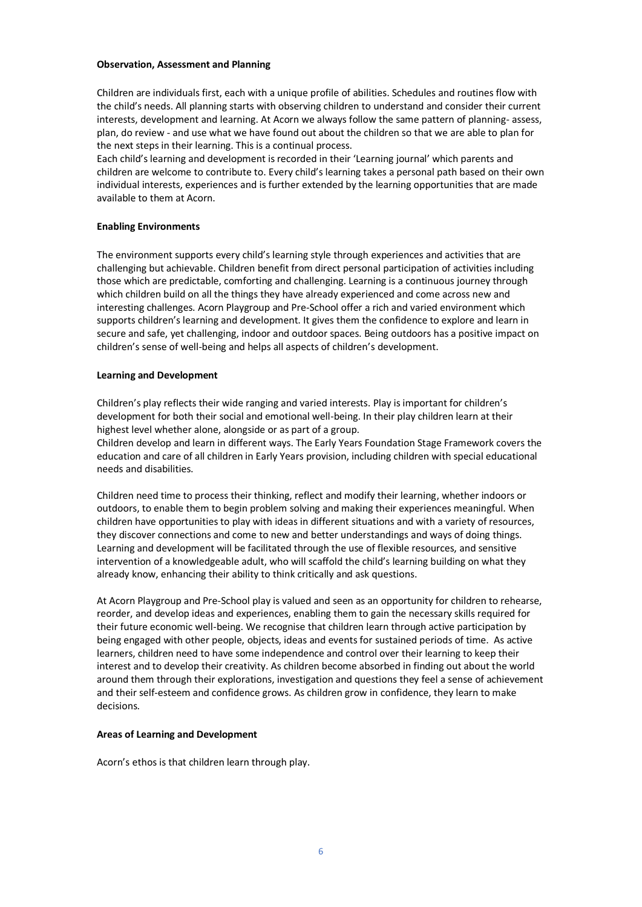**Observation, Assessment and Planning**

Children are individuals first, each with a unique profile of abilities. Schedules and routines flow with the child's needs. All planning starts with observing children to understand and consider their current interests, development and learning. At Acorn we always follow the same pattern of planning- assess, plan, do review - and use what we have found out about the children so that we are able to plan for the next steps in their learning. This is a continual process.
Each child's learning and development is recorded in their 'Learning journal' which parents and children are welcome to contribute to. Every child's learning takes a personal path based on their own individual interests, experiences and is further extended by the learning opportunities that are made available to them at Acorn.

**Enabling Environments**

The environment supports every child's learning style through experiences and activities that are challenging but achievable. Children benefit from direct personal participation of activities including those which are predictable, comforting and challenging. Learning is a continuous journey through which children build on all the things they have already experienced and come across new and interesting challenges. Acorn Playgroup and Pre-School offer a rich and varied environment which supports children's learning and development. It gives them the confidence to explore and learn in secure and safe, yet challenging, indoor and outdoor spaces. Being outdoors has a positive impact on children's sense of well-being and helps all aspects of children's development.

**Learning and Development**

Children's play reflects their wide ranging and varied interests. Play is important for children's development for both their social and emotional well-being. In their play children learn at their highest level whether alone, alongside or as part of a group.
Children develop and learn in different ways. The Early Years Foundation Stage Framework covers the education and care of all children in Early Years provision, including children with special educational needs and disabilities.

Children need time to process their thinking, reflect and modify their learning, whether indoors or outdoors, to enable them to begin problem solving and making their experiences meaningful. When children have opportunities to play with ideas in different situations and with a variety of resources, they discover connections and come to new and better understandings and ways of doing things. Learning and development will be facilitated through the use of flexible resources, and sensitive intervention of a knowledgeable adult, who will scaffold the child's learning building on what they already know, enhancing their ability to think critically and ask questions.

At Acorn Playgroup and Pre-School play is valued and seen as an opportunity for children to rehearse, reorder, and develop ideas and experiences, enabling them to gain the necessary skills required for their future economic well-being. We recognise that children learn through active participation by being engaged with other people, objects, ideas and events for sustained periods of time. As active learners, children need to have some independence and control over their learning to keep their interest and to develop their creativity. As children become absorbed in finding out about the world around them through their explorations, investigation and questions they feel a sense of achievement and their self-esteem and confidence grows. As children grow in confidence, they learn to make decisions.

**Areas of Learning and Development**

Acorn's ethos is that children learn through play.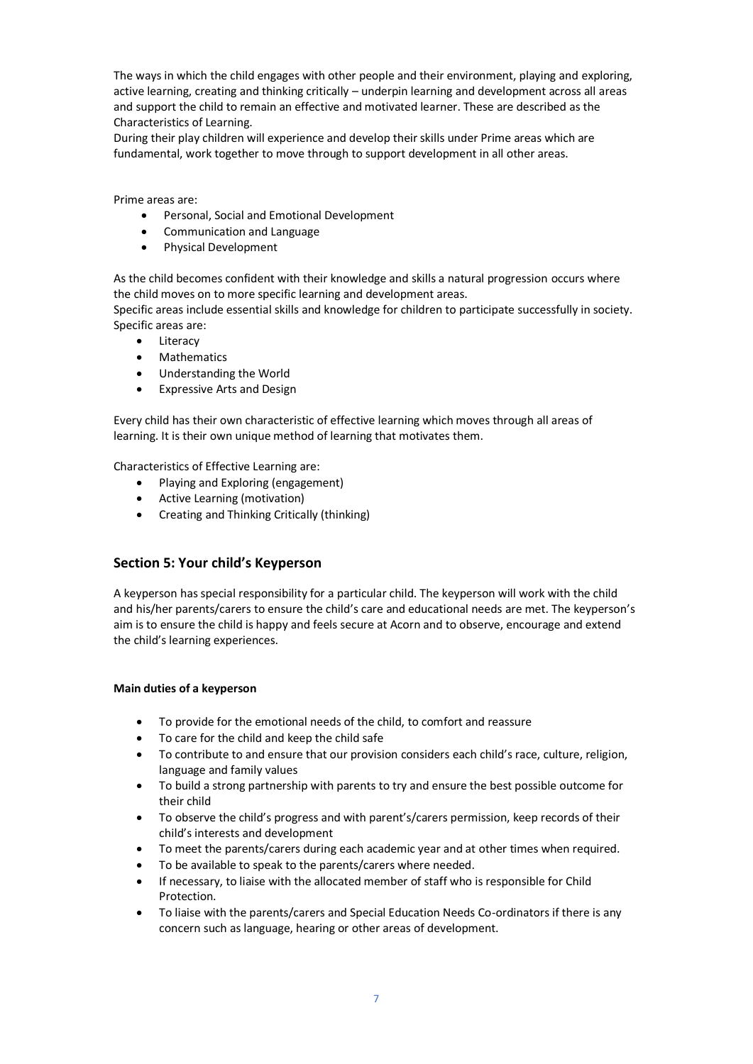The ways in which the child engages with other people and their environment, playing and exploring, active learning, creating and thinking critically – underpin learning and development across all areas and support the child to remain an effective and motivated learner. These are described as the Characteristics of Learning.
During their play children will experience and develop their skills under Prime areas which are fundamental, work together to move through to support development in all other areas.

Prime areas are:

- Personal, Social and Emotional Development
- Communication and Language
- Physical Development

As the child becomes confident with their knowledge and skills a natural progression occurs where the child moves on to more specific learning and development areas.
Specific areas include essential skills and knowledge for children to participate successfully in society.
Specific areas are:

- Literacy
- Mathematics
- Understanding the World
- Expressive Arts and Design

Every child has their own characteristic of effective learning which moves through all areas of learning. It is their own unique method of learning that motivates them.

Characteristics of Effective Learning are:

- Playing and Exploring (engagement)
- Active Learning (motivation)
- Creating and Thinking Critically (thinking)

## Section 5: Your child's Keyperson

A keyperson has special responsibility for a particular child. The keyperson will work with the child and his/her parents/carers to ensure the child's care and educational needs are met. The keyperson's aim is to ensure the child is happy and feels secure at Acorn and to observe, encourage and extend the child's learning experiences.

**Main duties of a keyperson**

- To provide for the emotional needs of the child, to comfort and reassure
- To care for the child and keep the child safe
- To contribute to and ensure that our provision considers each child's race, culture, religion, language and family values
- To build a strong partnership with parents to try and ensure the best possible outcome for their child
- To observe the child's progress and with parent's/carers permission, keep records of their child's interests and development
- To meet the parents/carers during each academic year and at other times when required.
- To be available to speak to the parents/carers where needed.
- If necessary, to liaise with the allocated member of staff who is responsible for Child Protection.
- To liaise with the parents/carers and Special Education Needs Co-ordinators if there is any concern such as language, hearing or other areas of development.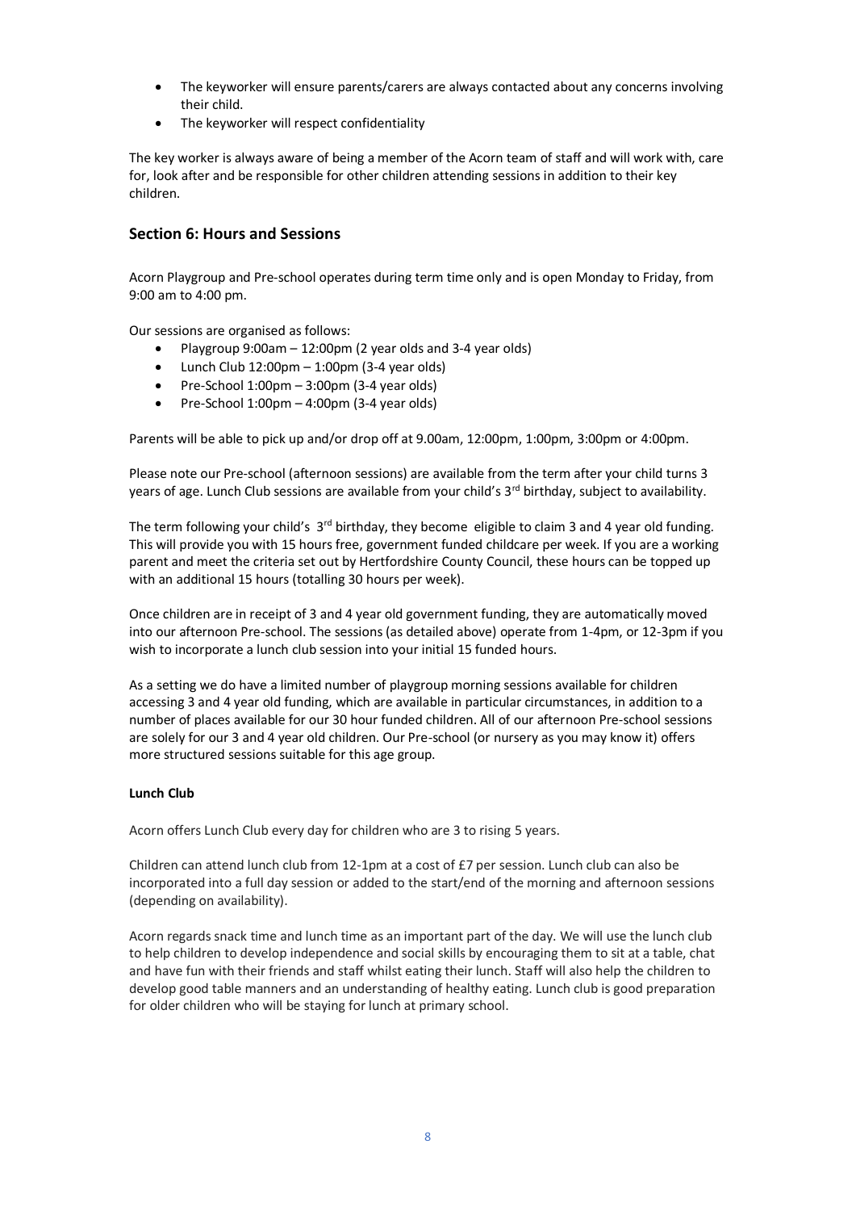- The keyworker will ensure parents/carers are always contacted about any concerns involving their child.
- The keyworker will respect confidentiality

The key worker is always aware of being a member of the Acorn team of staff and will work with, care for, look after and be responsible for other children attending sessions in addition to their key children.

## Section 6: Hours and Sessions

Acorn Playgroup and Pre-school operates during term time only and is open Monday to Friday, from 9:00 am to 4:00 pm.

Our sessions are organised as follows:

- Playgroup 9:00am – 12:00pm (2 year olds and 3-4 year olds)
- Lunch Club 12:00pm – 1:00pm (3-4 year olds)
- Pre-School 1:00pm – 3:00pm (3-4 year olds)
- Pre-School 1:00pm – 4:00pm (3-4 year olds)

Parents will be able to pick up and/or drop off at 9.00am, 12:00pm, 1:00pm, 3:00pm or 4:00pm.

Please note our Pre-school (afternoon sessions) are available from the term after your child turns 3 years of age. Lunch Club sessions are available from your child's 3rd birthday, subject to availability.

The term following your child's 3rd birthday, they become eligible to claim 3 and 4 year old funding. This will provide you with 15 hours free, government funded childcare per week. If you are a working parent and meet the criteria set out by Hertfordshire County Council, these hours can be topped up with an additional 15 hours (totalling 30 hours per week).

Once children are in receipt of 3 and 4 year old government funding, they are automatically moved into our afternoon Pre-school. The sessions (as detailed above) operate from 1-4pm, or 12-3pm if you wish to incorporate a lunch club session into your initial 15 funded hours.

As a setting we do have a limited number of playgroup morning sessions available for children accessing 3 and 4 year old funding, which are available in particular circumstances, in addition to a number of places available for our 30 hour funded children. All of our afternoon Pre-school sessions are solely for our 3 and 4 year old children. Our Pre-school (or nursery as you may know it) offers more structured sessions suitable for this age group.

**Lunch Club**

Acorn offers Lunch Club every day for children who are 3 to rising 5 years.

Children can attend lunch club from 12-1pm at a cost of £7 per session. Lunch club can also be incorporated into a full day session or added to the start/end of the morning and afternoon sessions (depending on availability).

Acorn regards snack time and lunch time as an important part of the day. We will use the lunch club to help children to develop independence and social skills by encouraging them to sit at a table, chat and have fun with their friends and staff whilst eating their lunch. Staff will also help the children to develop good table manners and an understanding of healthy eating. Lunch club is good preparation for older children who will be staying for lunch at primary school.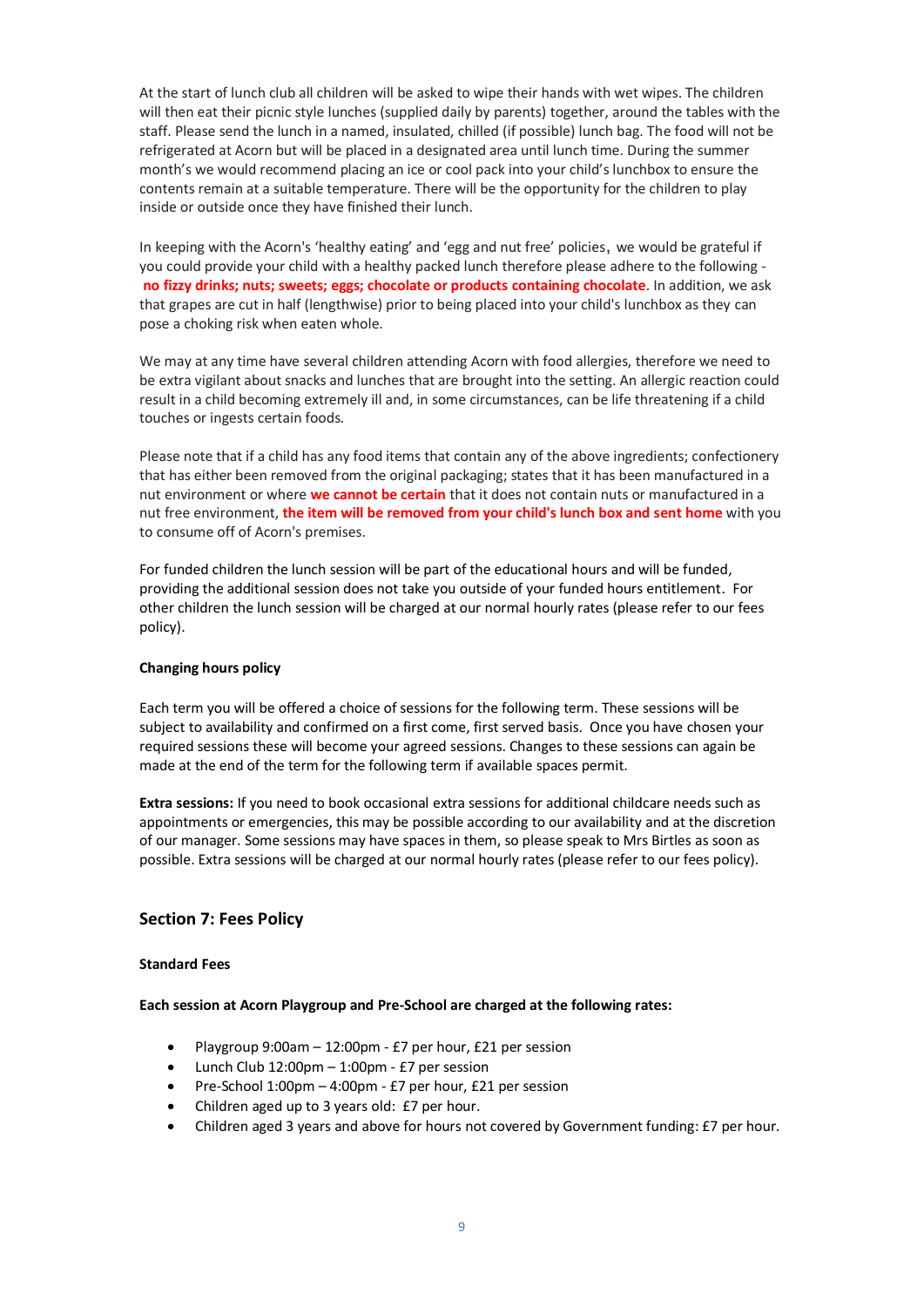At the start of lunch club all children will be asked to wipe their hands with wet wipes. The children will then eat their picnic style lunches (supplied daily by parents) together, around the tables with the staff. Please send the lunch in a named, insulated, chilled (if possible) lunch bag. The food will not be refrigerated at Acorn but will be placed in a designated area until lunch time. During the summer month's we would recommend placing an ice or cool pack into your child's lunchbox to ensure the contents remain at a suitable temperature. There will be the opportunity for the children to play inside or outside once they have finished their lunch.

In keeping with the Acorn's 'healthy eating' and 'egg and nut free' policies, we would be grateful if you could provide your child with a healthy packed lunch therefore please adhere to the following - **no fizzy drinks; nuts; sweets; eggs; chocolate or products containing chocolate**. In addition, we ask that grapes are cut in half (lengthwise) prior to being placed into your child's lunchbox as they can pose a choking risk when eaten whole.

We may at any time have several children attending Acorn with food allergies, therefore we need to be extra vigilant about snacks and lunches that are brought into the setting. An allergic reaction could result in a child becoming extremely ill and, in some circumstances, can be life threatening if a child touches or ingests certain foods.

Please note that if a child has any food items that contain any of the above ingredients; confectionery that has either been removed from the original packaging; states that it has been manufactured in a nut environment or where **we cannot be certain** that it does not contain nuts or manufactured in a nut free environment, **the item will be removed from your child's lunch box and sent home** with you to consume off of Acorn's premises.

For funded children the lunch session will be part of the educational hours and will be funded, providing the additional session does not take you outside of your funded hours entitlement. For other children the lunch session will be charged at our normal hourly rates (please refer to our fees policy).

**Changing hours policy**

Each term you will be offered a choice of sessions for the following term. These sessions will be subject to availability and confirmed on a first come, first served basis. Once you have chosen your required sessions these will become your agreed sessions. Changes to these sessions can again be made at the end of the term for the following term if available spaces permit.

**Extra sessions:** If you need to book occasional extra sessions for additional childcare needs such as appointments or emergencies, this may be possible according to our availability and at the discretion of our manager. Some sessions may have spaces in them, so please speak to Mrs Birtles as soon as possible. Extra sessions will be charged at our normal hourly rates (please refer to our fees policy).

## Section 7: Fees Policy

**Standard Fees**

**Each session at Acorn Playgroup and Pre-School are charged at the following rates:**

- Playgroup 9:00am – 12:00pm - £7 per hour, £21 per session
- Lunch Club 12:00pm – 1:00pm - £7 per session
- Pre-School 1:00pm – 4:00pm - £7 per hour, £21 per session
- Children aged up to 3 years old: £7 per hour.
- Children aged 3 years and above for hours not covered by Government funding: £7 per hour.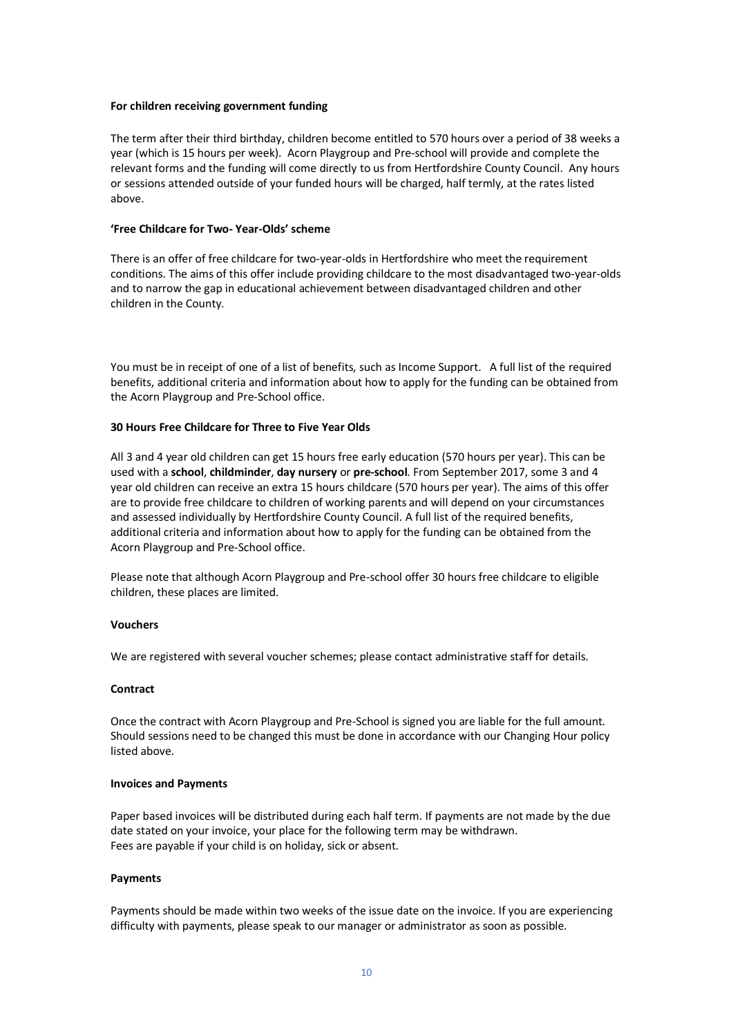**For children receiving government funding**

The term after their third birthday, children become entitled to 570 hours over a period of 38 weeks a year (which is 15 hours per week). Acorn Playgroup and Pre-school will provide and complete the relevant forms and the funding will come directly to us from Hertfordshire County Council. Any hours or sessions attended outside of your funded hours will be charged, half termly, at the rates listed above.

**'Free Childcare for Two- Year-Olds' scheme**

There is an offer of free childcare for two-year-olds in Hertfordshire who meet the requirement conditions. The aims of this offer include providing childcare to the most disadvantaged two-year-olds and to narrow the gap in educational achievement between disadvantaged children and other children in the County.

You must be in receipt of one of a list of benefits, such as Income Support. A full list of the required benefits, additional criteria and information about how to apply for the funding can be obtained from the Acorn Playgroup and Pre-School office.

**30 Hours Free Childcare for Three to Five Year Olds**

All 3 and 4 year old children can get 15 hours free early education (570 hours per year). This can be used with a **school**, **childminder**, **day nursery** or **pre-school**. From September 2017, some 3 and 4 year old children can receive an extra 15 hours childcare (570 hours per year). The aims of this offer are to provide free childcare to children of working parents and will depend on your circumstances and assessed individually by Hertfordshire County Council. A full list of the required benefits, additional criteria and information about how to apply for the funding can be obtained from the Acorn Playgroup and Pre-School office.

Please note that although Acorn Playgroup and Pre-school offer 30 hours free childcare to eligible children, these places are limited.

**Vouchers**

We are registered with several voucher schemes; please contact administrative staff for details.

**Contract**

Once the contract with Acorn Playgroup and Pre-School is signed you are liable for the full amount. Should sessions need to be changed this must be done in accordance with our Changing Hour policy listed above.

**Invoices and Payments**

Paper based invoices will be distributed during each half term. If payments are not made by the due date stated on your invoice, your place for the following term may be withdrawn.
Fees are payable if your child is on holiday, sick or absent.

**Payments**

Payments should be made within two weeks of the issue date on the invoice. If you are experiencing difficulty with payments, please speak to our manager or administrator as soon as possible.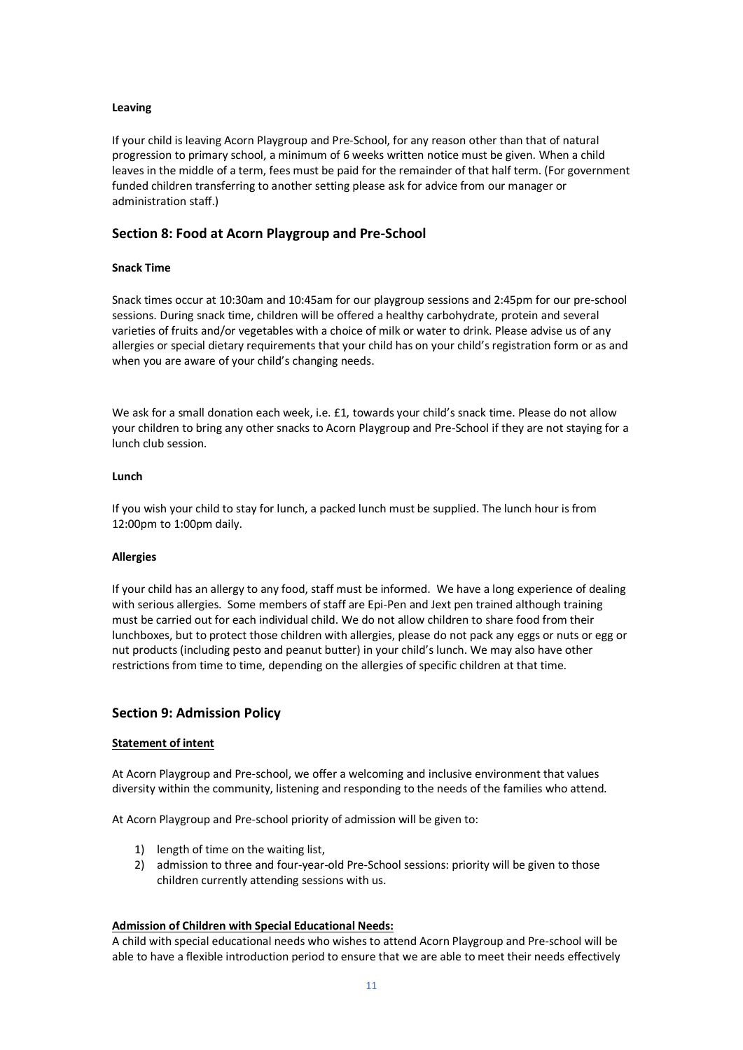**Leaving**

If your child is leaving Acorn Playgroup and Pre-School, for any reason other than that of natural progression to primary school, a minimum of 6 weeks written notice must be given. When a child leaves in the middle of a term, fees must be paid for the remainder of that half term. (For government funded children transferring to another setting please ask for advice from our manager or administration staff.)

## Section 8: Food at Acorn Playgroup and Pre-School

**Snack Time**

Snack times occur at 10:30am and 10:45am for our playgroup sessions and 2:45pm for our pre-school sessions. During snack time, children will be offered a healthy carbohydrate, protein and several varieties of fruits and/or vegetables with a choice of milk or water to drink. Please advise us of any allergies or special dietary requirements that your child has on your child's registration form or as and when you are aware of your child's changing needs.

We ask for a small donation each week, i.e. £1, towards your child's snack time. Please do not allow your children to bring any other snacks to Acorn Playgroup and Pre-School if they are not staying for a lunch club session.

**Lunch**

If you wish your child to stay for lunch, a packed lunch must be supplied. The lunch hour is from 12:00pm to 1:00pm daily.

**Allergies**

If your child has an allergy to any food, staff must be informed. We have a long experience of dealing with serious allergies. Some members of staff are Epi-Pen and Jext pen trained although training must be carried out for each individual child. We do not allow children to share food from their lunchboxes, but to protect those children with allergies, please do not pack any eggs or nuts or egg or nut products (including pesto and peanut butter) in your child's lunch. We may also have other restrictions from time to time, depending on the allergies of specific children at that time.

## Section 9: Admission Policy

**Statement of intent**

At Acorn Playgroup and Pre-school, we offer a welcoming and inclusive environment that values diversity within the community, listening and responding to the needs of the families who attend.

At Acorn Playgroup and Pre-school priority of admission will be given to:

1) length of time on the waiting list,
2) admission to three and four-year-old Pre-School sessions: priority will be given to those children currently attending sessions with us.

**Admission of Children with Special Educational Needs:**

A child with special educational needs who wishes to attend Acorn Playgroup and Pre-school will be able to have a flexible introduction period to ensure that we are able to meet their needs effectively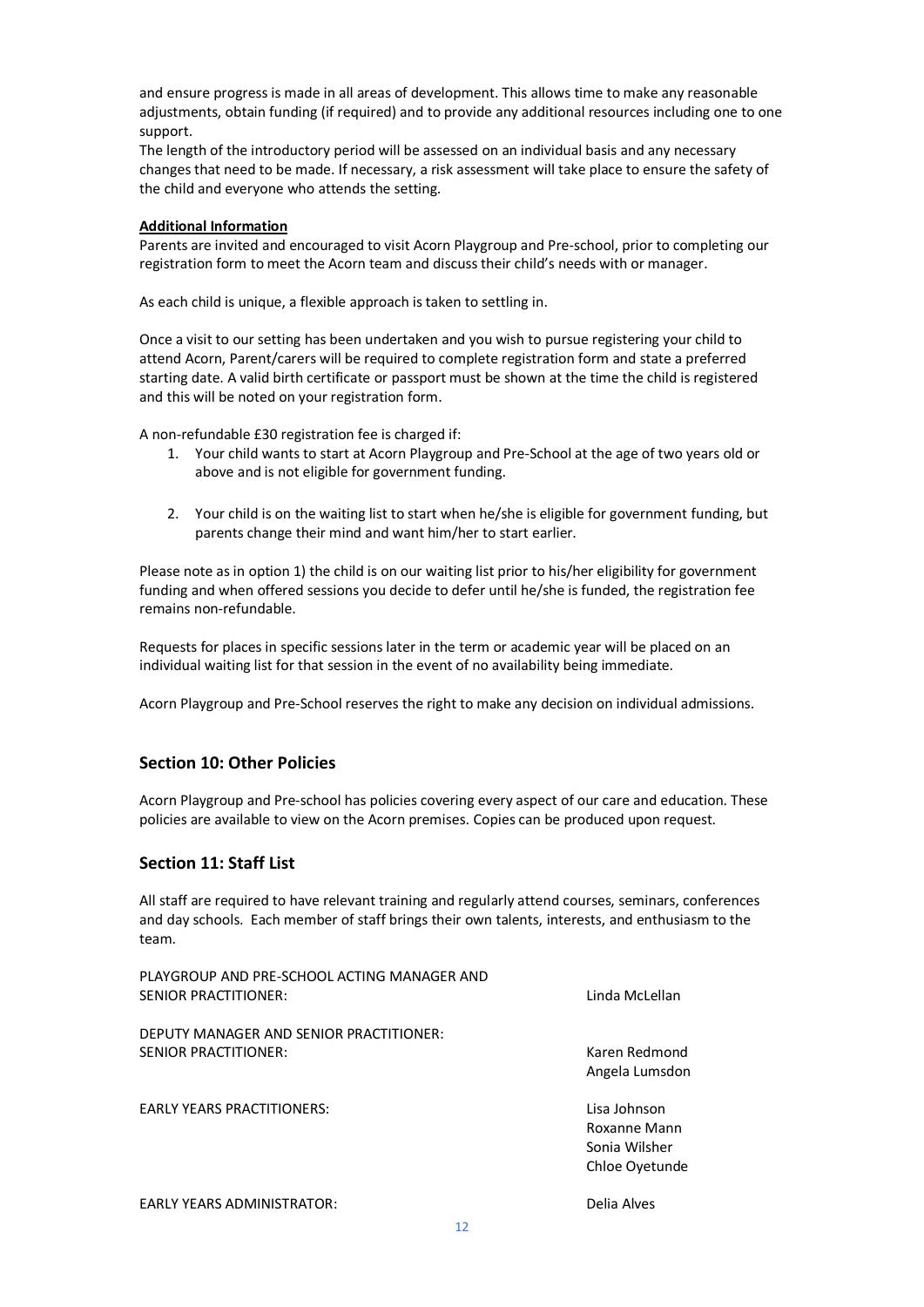and ensure progress is made in all areas of development. This allows time to make any reasonable adjustments, obtain funding (if required) and to provide any additional resources including one to one support.

The length of the introductory period will be assessed on an individual basis and any necessary changes that need to be made. If necessary, a risk assessment will take place to ensure the safety of the child and everyone who attends the setting.

**Additional Information**

Parents are invited and encouraged to visit Acorn Playgroup and Pre-school, prior to completing our registration form to meet the Acorn team and discuss their child's needs with or manager.

As each child is unique, a flexible approach is taken to settling in.

Once a visit to our setting has been undertaken and you wish to pursue registering your child to attend Acorn, Parent/carers will be required to complete registration form and state a preferred starting date. A valid birth certificate or passport must be shown at the time the child is registered and this will be noted on your registration form.

A non-refundable £30 registration fee is charged if:

1. Your child wants to start at Acorn Playgroup and Pre-School at the age of two years old or above and is not eligible for government funding.
2. Your child is on the waiting list to start when he/she is eligible for government funding, but parents change their mind and want him/her to start earlier.

Please note as in option 1) the child is on our waiting list prior to his/her eligibility for government funding and when offered sessions you decide to defer until he/she is funded, the registration fee remains non-refundable.

Requests for places in specific sessions later in the term or academic year will be placed on an individual waiting list for that session in the event of no availability being immediate.

Acorn Playgroup and Pre-School reserves the right to make any decision on individual admissions.

## Section 10: Other Policies

Acorn Playgroup and Pre-school has policies covering every aspect of our care and education. These policies are available to view on the Acorn premises. Copies can be produced upon request.

## Section 11: Staff List

All staff are required to have relevant training and regularly attend courses, seminars, conferences and day schools. Each member of staff brings their own talents, interests, and enthusiasm to the team.

| | |
|---|---|
| PLAYGROUP AND PRE-SCHOOL ACTING MANAGER AND SENIOR PRACTITIONER: | Linda McLellan |
| DEPUTY MANAGER AND SENIOR PRACTITIONER: SENIOR PRACTITIONER: | Karen Redmond<br>Angela Lumsdon |
| EARLY YEARS PRACTITIONERS: | Lisa Johnson<br>Roxanne Mann<br>Sonia Wilsher<br>Chloe Oyetunde |
| EARLY YEARS ADMINISTRATOR: | Delia Alves |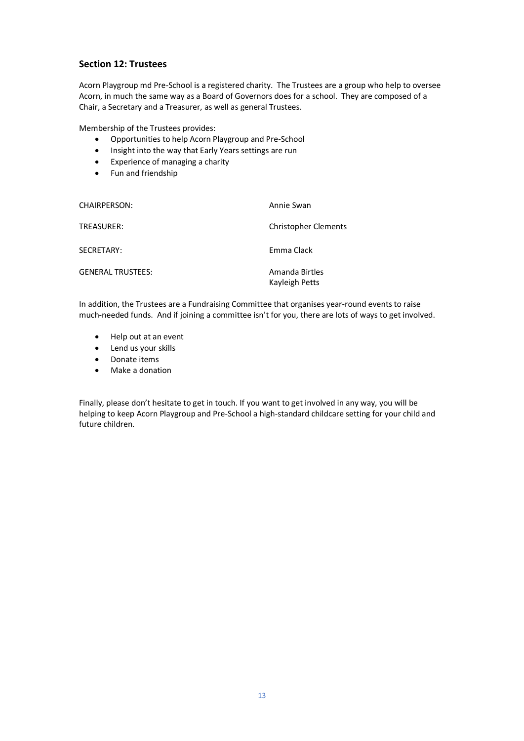## Section 12: Trustees

Acorn Playgroup md Pre-School is a registered charity. The Trustees are a group who help to oversee Acorn, in much the same way as a Board of Governors does for a school. They are composed of a Chair, a Secretary and a Treasurer, as well as general Trustees.

Membership of the Trustees provides:

- Opportunities to help Acorn Playgroup and Pre-School
- Insight into the way that Early Years settings are run
- Experience of managing a charity
- Fun and friendship

| | |
|---|---|
| CHAIRPERSON: | Annie Swan |
| TREASURER: | Christopher Clements |
| SECRETARY: | Emma Clack |
| GENERAL TRUSTEES: | Amanda Birtles<br>Kayleigh Petts |

In addition, the Trustees are a Fundraising Committee that organises year-round events to raise much-needed funds. And if joining a committee isn't for you, there are lots of ways to get involved.

- Help out at an event
- Lend us your skills
- Donate items
- Make a donation

Finally, please don't hesitate to get in touch. If you want to get involved in any way, you will be helping to keep Acorn Playgroup and Pre-School a high-standard childcare setting for your child and future children.